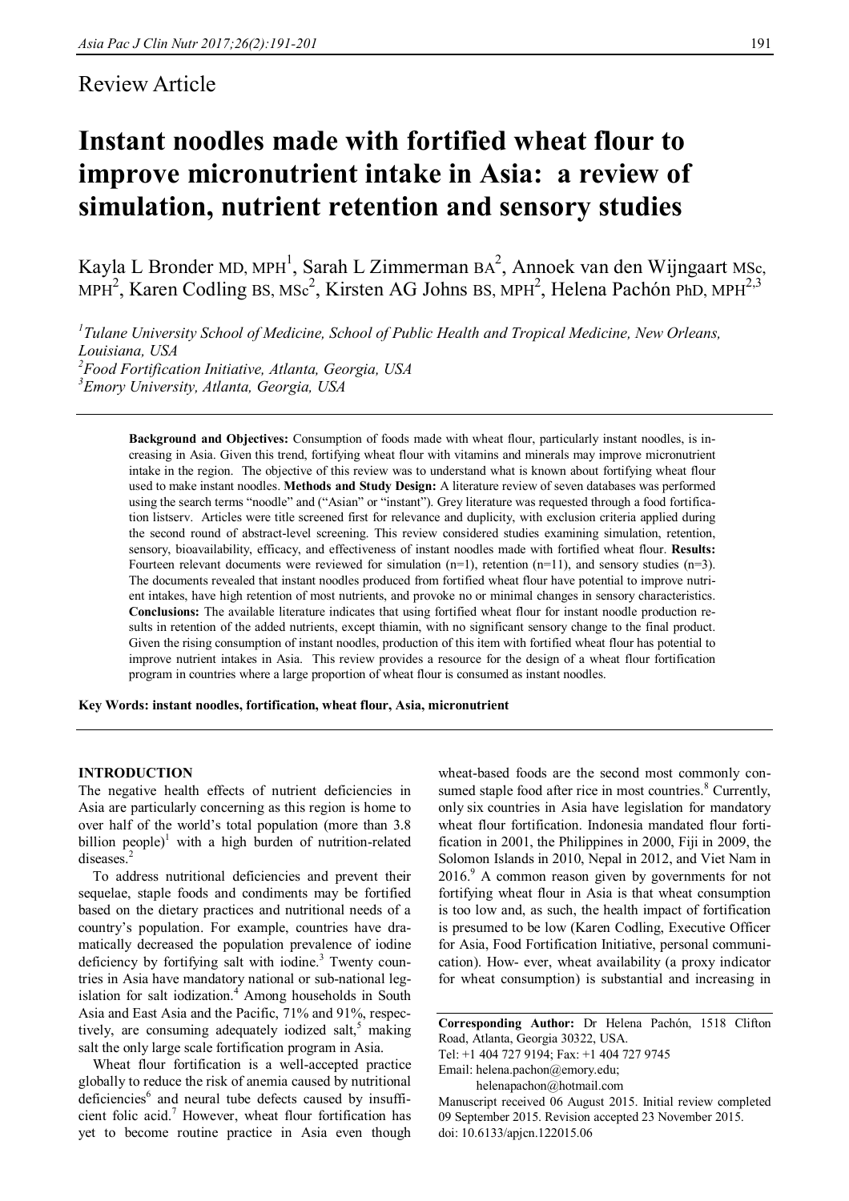Review Article

# Instant noodles made with fortified wheat flour to improve micronutrient intake in Asia: a review of simulation, nutrient retention and sensory studies

Kayla L Bronder MD, MPH[1], Sarah L Zimmerman BA[2], Annoek van den Wijngaart MSc, MPH[2], Karen Codling BS, MSc[2], Kirsten AG Johns BS, MPH[2], Helena Pachón PhD, MPH[2,3]

[1]*Tulane University School of Medicine, School of Public Health and Tropical Medicine, New Orleans, Louisiana, USA*
[2]*Food Fortification Initiative, Atlanta, Georgia, USA*
[3]*Emory University, Atlanta, Georgia, USA*

**Background and Objectives:** Consumption of foods made with wheat flour, particularly instant noodles, is increasing in Asia. Given this trend, fortifying wheat flour with vitamins and minerals may improve micronutrient intake in the region. The objective of this review was to understand what is known about fortifying wheat flour used to make instant noodles. **Methods and Study Design:** A literature review of seven databases was performed using the search terms "noodle" and ("Asian" or "instant"). Grey literature was requested through a food fortification listserv. Articles were title screened first for relevance and duplicity, with exclusion criteria applied during the second round of abstract-level screening. This review considered studies examining simulation, retention, sensory, bioavailability, efficacy, and effectiveness of instant noodles made with fortified wheat flour. **Results:** Fourteen relevant documents were reviewed for simulation (n=1), retention (n=11), and sensory studies (n=3). The documents revealed that instant noodles produced from fortified wheat flour have potential to improve nutrient intakes, have high retention of most nutrients, and provoke no or minimal changes in sensory characteristics. **Conclusions:** The available literature indicates that using fortified wheat flour for instant noodle production results in retention of the added nutrients, except thiamin, with no significant sensory change to the final product. Given the rising consumption of instant noodles, production of this item with fortified wheat flour has potential to improve nutrient intakes in Asia. This review provides a resource for the design of a wheat flour fortification program in countries where a large proportion of wheat flour is consumed as instant noodles.

**Key Words: instant noodles, fortification, wheat flour, Asia, micronutrient**

## INTRODUCTION

The negative health effects of nutrient deficiencies in Asia are particularly concerning as this region is home to over half of the world's total population (more than 3.8 billion people)[1] with a high burden of nutrition-related diseases.[2]

To address nutritional deficiencies and prevent their sequelae, staple foods and condiments may be fortified based on the dietary practices and nutritional needs of a country's population. For example, countries have dramatically decreased the population prevalence of iodine deficiency by fortifying salt with iodine.[3] Twenty countries in Asia have mandatory national or sub-national legislation for salt iodization.[4] Among households in South Asia and East Asia and the Pacific, 71% and 91%, respectively, are consuming adequately iodized salt,[5] making salt the only large scale fortification program in Asia.

Wheat flour fortification is a well-accepted practice globally to reduce the risk of anemia caused by nutritional deficiencies[6] and neural tube defects caused by insufficient folic acid.[7] However, wheat flour fortification has yet to become routine practice in Asia even though wheat-based foods are the second most commonly consumed staple food after rice in most countries.[8] Currently, only six countries in Asia have legislation for mandatory wheat flour fortification. Indonesia mandated flour fortification in 2001, the Philippines in 2000, Fiji in 2009, the Solomon Islands in 2010, Nepal in 2012, and Viet Nam in 2016.[9] A common reason given by governments for not fortifying wheat flour in Asia is that wheat consumption is too low and, as such, the health impact of fortification is presumed to be low (Karen Codling, Executive Officer for Asia, Food Fortification Initiative, personal communication). However, wheat availability (a proxy indicator for wheat consumption) is substantial and increasing in

**Corresponding Author:** Dr Helena Pachón, 1518 Clifton Road, Atlanta, Georgia 30322, USA.
Tel: +1 404 727 9194; Fax: +1 404 727 9745
Email: helena.pachon@emory.edu;
helenapachon@hotmail.com
Manuscript received 06 August 2015. Initial review completed 09 September 2015. Revision accepted 23 November 2015.
doi: 10.6133/apjcn.122015.06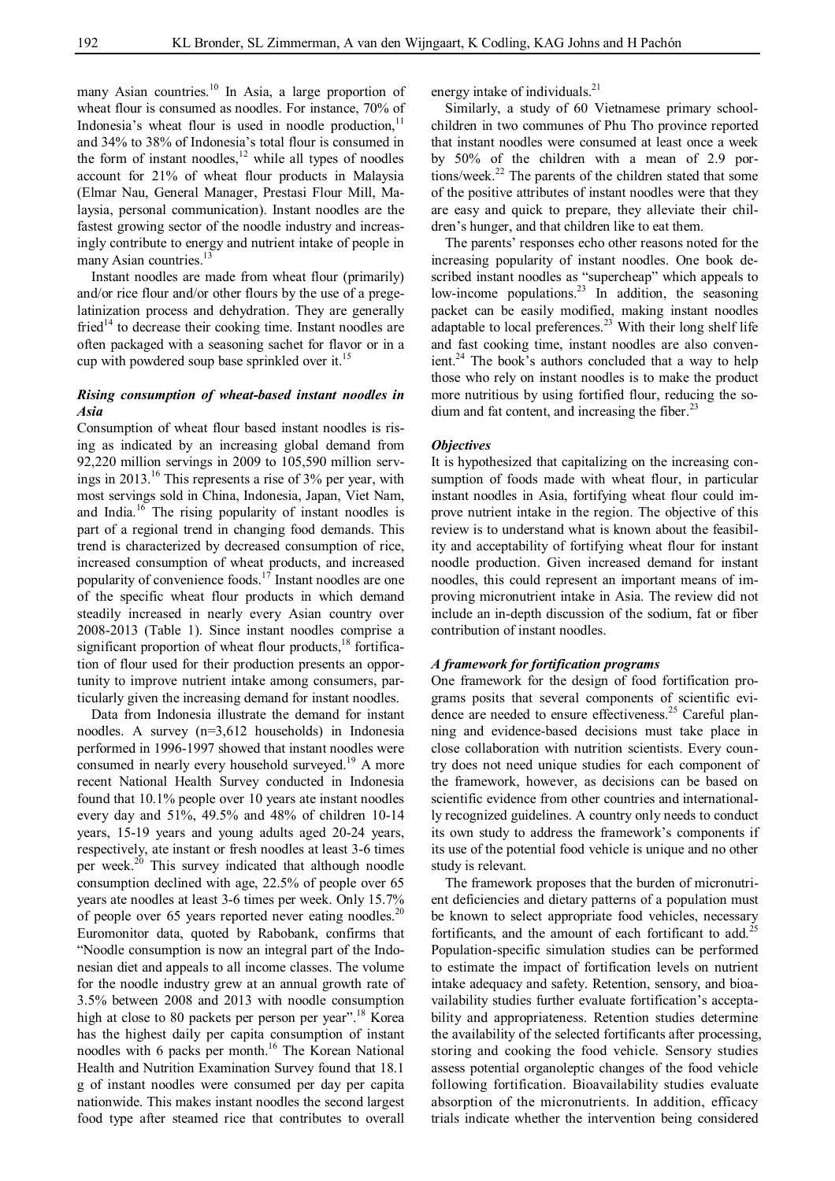many Asian countries.[10] In Asia, a large proportion of wheat flour is consumed as noodles. For instance, 70% of Indonesia's wheat flour is used in noodle production,[11] and 34% to 38% of Indonesia's total flour is consumed in the form of instant noodles,[12] while all types of noodles account for 21% of wheat flour products in Malaysia (Elmar Nau, General Manager, Prestasi Flour Mill, Malaysia, personal communication). Instant noodles are the fastest growing sector of the noodle industry and increasingly contribute to energy and nutrient intake of people in many Asian countries.[13]

Instant noodles are made from wheat flour (primarily) and/or rice flour and/or other flours by the use of a pregelatinization process and dehydration. They are generally fried[14] to decrease their cooking time. Instant noodles are often packaged with a seasoning sachet for flavor or in a cup with powdered soup base sprinkled over it.[15]

### *Rising consumption of wheat-based instant noodles in Asia*

Consumption of wheat flour based instant noodles is rising as indicated by an increasing global demand from 92,220 million servings in 2009 to 105,590 million servings in 2013.[16] This represents a rise of 3% per year, with most servings sold in China, Indonesia, Japan, Viet Nam, and India.[16] The rising popularity of instant noodles is part of a regional trend in changing food demands. This trend is characterized by decreased consumption of rice, increased consumption of wheat products, and increased popularity of convenience foods.[17] Instant noodles are one of the specific wheat flour products in which demand steadily increased in nearly every Asian country over 2008-2013 (Table 1). Since instant noodles comprise a significant proportion of wheat flour products,[18] fortification of flour used for their production presents an opportunity to improve nutrient intake among consumers, particularly given the increasing demand for instant noodles.

Data from Indonesia illustrate the demand for instant noodles. A survey (n=3,612 households) in Indonesia performed in 1996-1997 showed that instant noodles were consumed in nearly every household surveyed.[19] A more recent National Health Survey conducted in Indonesia found that 10.1% people over 10 years ate instant noodles every day and 51%, 49.5% and 48% of children 10-14 years, 15-19 years and young adults aged 20-24 years, respectively, ate instant or fresh noodles at least 3-6 times per week.[20] This survey indicated that although noodle consumption declined with age, 22.5% of people over 65 years ate noodles at least 3-6 times per week. Only 15.7% of people over 65 years reported never eating noodles.[20] Euromonitor data, quoted by Rabobank, confirms that "Noodle consumption is now an integral part of the Indonesian diet and appeals to all income classes. The volume for the noodle industry grew at an annual growth rate of 3.5% between 2008 and 2013 with noodle consumption high at close to 80 packets per person per year".[18] Korea has the highest daily per capita consumption of instant noodles with 6 packs per month.[16] The Korean National Health and Nutrition Examination Survey found that 18.1 g of instant noodles were consumed per day per capita nationwide. This makes instant noodles the second largest food type after steamed rice that contributes to overall energy intake of individuals.[21]

Similarly, a study of 60 Vietnamese primary schoolchildren in two communes of Phu Tho province reported that instant noodles were consumed at least once a week by 50% of the children with a mean of 2.9 portions/week.[22] The parents of the children stated that some of the positive attributes of instant noodles were that they are easy and quick to prepare, they alleviate their children's hunger, and that children like to eat them.

The parents' responses echo other reasons noted for the increasing popularity of instant noodles. One book described instant noodles as "supercheap" which appeals to low-income populations.[23] In addition, the seasoning packet can be easily modified, making instant noodles adaptable to local preferences.[23] With their long shelf life and fast cooking time, instant noodles are also convenient.[24] The book's authors concluded that a way to help those who rely on instant noodles is to make the product more nutritious by using fortified flour, reducing the sodium and fat content, and increasing the fiber.[23]

### *Objectives*

It is hypothesized that capitalizing on the increasing consumption of foods made with wheat flour, in particular instant noodles in Asia, fortifying wheat flour could improve nutrient intake in the region. The objective of this review is to understand what is known about the feasibility and acceptability of fortifying wheat flour for instant noodle production. Given increased demand for instant noodles, this could represent an important means of improving micronutrient intake in Asia. The review did not include an in-depth discussion of the sodium, fat or fiber contribution of instant noodles.

### *A framework for fortification programs*

One framework for the design of food fortification programs posits that several components of scientific evidence are needed to ensure effectiveness.[25] Careful planning and evidence-based decisions must take place in close collaboration with nutrition scientists. Every country does not need unique studies for each component of the framework, however, as decisions can be based on scientific evidence from other countries and internationally recognized guidelines. A country only needs to conduct its own study to address the framework's components if its use of the potential food vehicle is unique and no other study is relevant.

The framework proposes that the burden of micronutrient deficiencies and dietary patterns of a population must be known to select appropriate food vehicles, necessary fortificants, and the amount of each fortificant to add.[25] Population-specific simulation studies can be performed to estimate the impact of fortification levels on nutrient intake adequacy and safety. Retention, sensory, and bioavailability studies further evaluate fortification's acceptability and appropriateness. Retention studies determine the availability of the selected fortificants after processing, storing and cooking the food vehicle. Sensory studies assess potential organoleptic changes of the food vehicle following fortification. Bioavailability studies evaluate absorption of the micronutrients. In addition, efficacy trials indicate whether the intervention being considered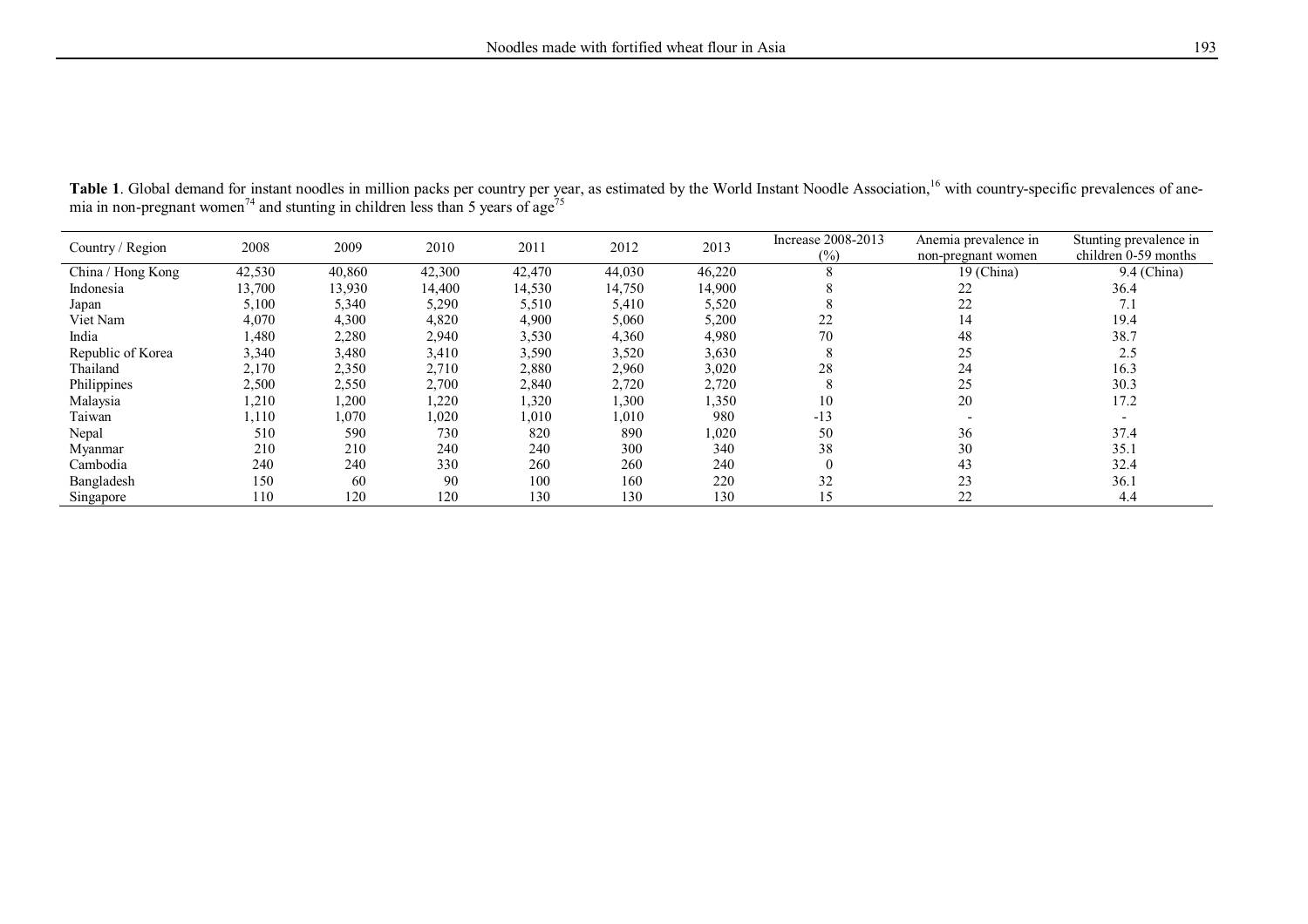**Table 1**. Global demand for instant noodles in million packs per country per year, as estimated by the World Instant Noodle Association,[16] with country-specific prevalences of anemia in non-pregnant women[74] and stunting in children less than 5 years of age[75]

| Country / Region | 2008 | 2009 | 2010 | 2011 | 2012 | 2013 | Increase 2008-2013 (%) | Anemia prevalence in non-pregnant women | Stunting prevalence in children 0-59 months |
|---|---|---|---|---|---|---|---|---|---|
| China / Hong Kong | 42,530 | 40,860 | 42,300 | 42,470 | 44,030 | 46,220 | 8 | 19 (China) | 9.4 (China) |
| Indonesia | 13,700 | 13,930 | 14,400 | 14,530 | 14,750 | 14,900 | 8 | 22 | 36.4 |
| Japan | 5,100 | 5,340 | 5,290 | 5,510 | 5,410 | 5,520 | 8 | 22 | 7.1 |
| Viet Nam | 4,070 | 4,300 | 4,820 | 4,900 | 5,060 | 5,200 | 22 | 14 | 19.4 |
| India | 1,480 | 2,280 | 2,940 | 3,530 | 4,360 | 4,980 | 70 | 48 | 38.7 |
| Republic of Korea | 3,340 | 3,480 | 3,410 | 3,590 | 3,520 | 3,630 | 8 | 25 | 2.5 |
| Thailand | 2,170 | 2,350 | 2,710 | 2,880 | 2,960 | 3,020 | 28 | 24 | 16.3 |
| Philippines | 2,500 | 2,550 | 2,700 | 2,840 | 2,720 | 2,720 | 8 | 25 | 30.3 |
| Malaysia | 1,210 | 1,200 | 1,220 | 1,320 | 1,300 | 1,350 | 10 | 20 | 17.2 |
| Taiwan | 1,110 | 1,070 | 1,020 | 1,010 | 1,010 | 980 | -13 | - | - |
| Nepal | 510 | 590 | 730 | 820 | 890 | 1,020 | 50 | 36 | 37.4 |
| Myanmar | 210 | 210 | 240 | 240 | 300 | 340 | 38 | 30 | 35.1 |
| Cambodia | 240 | 240 | 330 | 260 | 260 | 240 | 0 | 43 | 32.4 |
| Bangladesh | 150 | 60 | 90 | 100 | 160 | 220 | 32 | 23 | 36.1 |
| Singapore | 110 | 120 | 120 | 130 | 130 | 130 | 15 | 22 | 4.4 |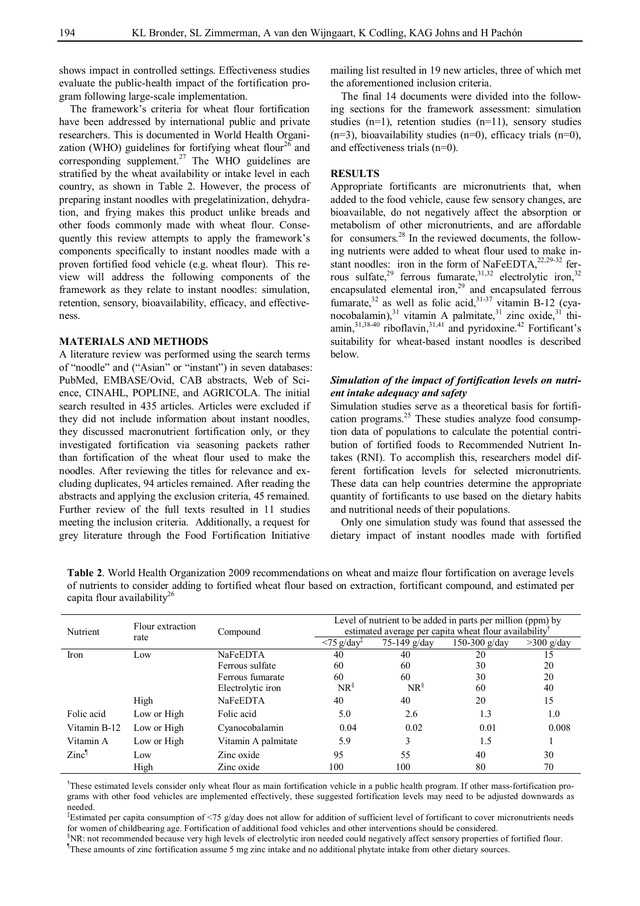shows impact in controlled settings. Effectiveness studies evaluate the public-health impact of the fortification program following large-scale implementation.

The framework's criteria for wheat flour fortification have been addressed by international public and private researchers. This is documented in World Health Organization (WHO) guidelines for fortifying wheat flour[26] and corresponding supplement.[27] The WHO guidelines are stratified by the wheat availability or intake level in each country, as shown in Table 2. However, the process of preparing instant noodles with pregelatinization, dehydration, and frying makes this product unlike breads and other foods commonly made with wheat flour. Consequently this review attempts to apply the framework's components specifically to instant noodles made with a proven fortified food vehicle (e.g. wheat flour). This review will address the following components of the framework as they relate to instant noodles: simulation, retention, sensory, bioavailability, efficacy, and effectiveness.

## MATERIALS AND METHODS

A literature review was performed using the search terms of "noodle" and ("Asian" or "instant") in seven databases: PubMed, EMBASE/Ovid, CAB abstracts, Web of Science, CINAHL, POPLINE, and AGRICOLA. The initial search resulted in 435 articles. Articles were excluded if they did not include information about instant noodles, they discussed macronutrient fortification only, or they investigated fortification via seasoning packets rather than fortification of the wheat flour used to make the noodles. After reviewing the titles for relevance and excluding duplicates, 94 articles remained. After reading the abstracts and applying the exclusion criteria, 45 remained. Further review of the full texts resulted in 11 studies meeting the inclusion criteria. Additionally, a request for grey literature through the Food Fortification Initiative mailing list resulted in 19 new articles, three of which met the aforementioned inclusion criteria.

The final 14 documents were divided into the following sections for the framework assessment: simulation studies (n=1), retention studies (n=11), sensory studies (n=3), bioavailability studies (n=0), efficacy trials (n=0), and effectiveness trials (n=0).

## RESULTS

Appropriate fortificants are micronutrients that, when added to the food vehicle, cause few sensory changes, are bioavailable, do not negatively affect the absorption or metabolism of other micronutrients, and are affordable for consumers.[28] In the reviewed documents, the following nutrients were added to wheat flour used to make instant noodles: iron in the form of NaFeEDTA,[22,29-32] ferrous sulfate,[29] ferrous fumarate,[31,32] electrolytic iron,[32] encapsulated elemental iron,[29] and encapsulated ferrous fumarate,[32] as well as folic acid,[31-37] vitamin B-12 (cyanocobalamin),[31] vitamin A palmitate,[31] zinc oxide,[31] thiamin,[31,38-40] riboflavin,[31,41] and pyridoxine.[42] Fortificant's suitability for wheat-based instant noodles is described below.

### *Simulation of the impact of fortification levels on nutrient intake adequacy and safety*

Simulation studies serve as a theoretical basis for fortification programs.[25] These studies analyze food consumption data of populations to calculate the potential contribution of fortified foods to Recommended Nutrient Intakes (RNI). To accomplish this, researchers model different fortification levels for selected micronutrients. These data can help countries determine the appropriate quantity of fortificants to use based on the dietary habits and nutritional needs of their populations.

Only one simulation study was found that assessed the dietary impact of instant noodles made with fortified

**Table 2**. World Health Organization 2009 recommendations on wheat and maize flour fortification on average levels of nutrients to consider adding to fortified wheat flour based on extraction, fortificant compound, and estimated per capita flour availability[26]

| Nutrient | Flour extraction rate | Compound | Level of nutrient to be added in parts per million (ppm) by estimated average per capita wheat flour availability[†] | | | |
|---|---|---|---|---|---|---|
| | | | <75 g/day[‡] | 75-149 g/day | 150-300 g/day | >300 g/day |
| Iron | Low | NaFeEDTA | 40 | 40 | 20 | 15 |
| | | Ferrous sulfate | 60 | 60 | 30 | 20 |
| | | Ferrous fumarate | 60 | 60 | 30 | 20 |
| | | Electrolytic iron | NR[§] | NR[§] | 60 | 40 |
| | High | NaFeEDTA | 40 | 40 | 20 | 15 |
| Folic acid | Low or High | Folic acid | 5.0 | 2.6 | 1.3 | 1.0 |
| Vitamin B-12 | Low or High | Cyanocobalamin | 0.04 | 0.02 | 0.01 | 0.008 |
| Vitamin A | Low or High | Vitamin A palmitate | 5.9 | 3 | 1.5 | 1 |
| Zinc[¶] | Low | Zinc oxide | 95 | 55 | 40 | 30 |
| | High | Zinc oxide | 100 | 100 | 80 | 70 |

[†]These estimated levels consider only wheat flour as main fortification vehicle in a public health program. If other mass-fortification programs with other food vehicles are implemented effectively, these suggested fortification levels may need to be adjusted downwards as needed.

[‡]Estimated per capita consumption of <75 g/day does not allow for addition of sufficient level of fortificant to cover micronutrients needs for women of childbearing age. Fortification of additional food vehicles and other interventions should be considered.

[§]NR: not recommended because very high levels of electrolytic iron needed could negatively affect sensory properties of fortified flour.

[¶]These amounts of zinc fortification assume 5 mg zinc intake and no additional phytate intake from other dietary sources.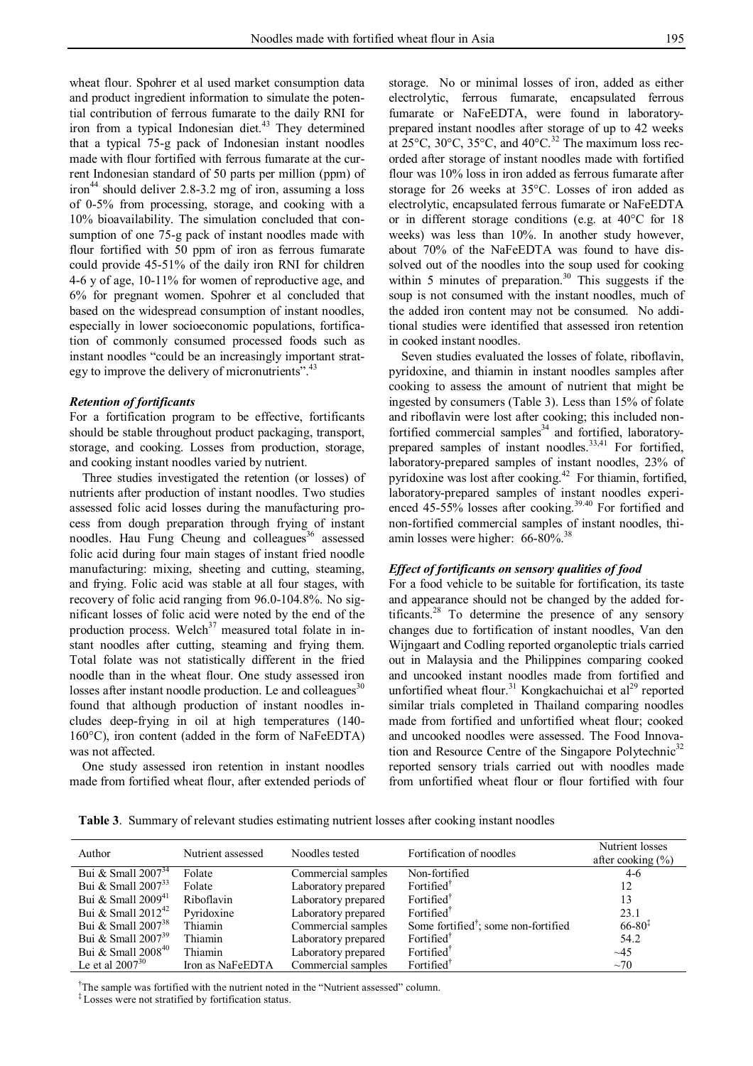wheat flour. Spohrer et al used market consumption data and product ingredient information to simulate the potential contribution of ferrous fumarate to the daily RNI for iron from a typical Indonesian diet.[43] They determined that a typical 75-g pack of Indonesian instant noodles made with flour fortified with ferrous fumarate at the current Indonesian standard of 50 parts per million (ppm) of iron[44] should deliver 2.8-3.2 mg of iron, assuming a loss of 0-5% from processing, storage, and cooking with a 10% bioavailability. The simulation concluded that consumption of one 75-g pack of instant noodles made with flour fortified with 50 ppm of iron as ferrous fumarate could provide 45-51% of the daily iron RNI for children 4-6 y of age, 10-11% for women of reproductive age, and 6% for pregnant women. Spohrer et al concluded that based on the widespread consumption of instant noodles, especially in lower socioeconomic populations, fortification of commonly consumed processed foods such as instant noodles "could be an increasingly important strategy to improve the delivery of micronutrients".[43]

### *Retention of fortificants*

For a fortification program to be effective, fortificants should be stable throughout product packaging, transport, storage, and cooking. Losses from production, storage, and cooking instant noodles varied by nutrient.

Three studies investigated the retention (or losses) of nutrients after production of instant noodles. Two studies assessed folic acid losses during the manufacturing process from dough preparation through frying of instant noodles. Hau Fung Cheung and colleagues[36] assessed folic acid during four main stages of instant fried noodle manufacturing: mixing, sheeting and cutting, steaming, and frying. Folic acid was stable at all four stages, with recovery of folic acid ranging from 96.0-104.8%. No significant losses of folic acid were noted by the end of the production process. Welch[37] measured total folate in instant noodles after cutting, steaming and frying them. Total folate was not statistically different in the fried noodle than in the wheat flour. One study assessed iron losses after instant noodle production. Le and colleagues[30] found that although production of instant noodles includes deep-frying in oil at high temperatures (140-160°C), iron content (added in the form of NaFeEDTA) was not affected.

One study assessed iron retention in instant noodles made from fortified wheat flour, after extended periods of storage. No or minimal losses of iron, added as either electrolytic, ferrous fumarate, encapsulated ferrous fumarate or NaFeEDTA, were found in laboratory-prepared instant noodles after storage of up to 42 weeks at 25°C, 30°C, 35°C, and 40°C.[32] The maximum loss recorded after storage of instant noodles made with fortified flour was 10% loss in iron added as ferrous fumarate after storage for 26 weeks at 35°C. Losses of iron added as electrolytic, encapsulated ferrous fumarate or NaFeEDTA or in different storage conditions (e.g. at 40°C for 18 weeks) was less than 10%. In another study however, about 70% of the NaFeEDTA was found to have dissolved out of the noodles into the soup used for cooking within 5 minutes of preparation.[30] This suggests if the soup is not consumed with the instant noodles, much of the added iron content may not be consumed. No additional studies were identified that assessed iron retention in cooked instant noodles.

Seven studies evaluated the losses of folate, riboflavin, pyridoxine, and thiamin in instant noodles samples after cooking to assess the amount of nutrient that might be ingested by consumers (Table 3). Less than 15% of folate and riboflavin were lost after cooking; this included non-fortified commercial samples[34] and fortified, laboratory-prepared samples of instant noodles.[33,41] For fortified, laboratory-prepared samples of instant noodles, 23% of pyridoxine was lost after cooking.[42] For thiamin, fortified, laboratory-prepared samples of instant noodles experienced 45-55% losses after cooking.[39,40] For fortified and non-fortified commercial samples of instant noodles, thiamin losses were higher: 66-80%.[38]

### *Effect of fortificants on sensory qualities of food*

For a food vehicle to be suitable for fortification, its taste and appearance should not be changed by the added fortificants.[28] To determine the presence of any sensory changes due to fortification of instant noodles, Van den Wijngaart and Codling reported organoleptic trials carried out in Malaysia and the Philippines comparing cooked and uncooked instant noodles made from fortified and unfortified wheat flour.[31] Kongkachuichai et al[29] reported similar trials completed in Thailand comparing noodles made from fortified and unfortified wheat flour; cooked and uncooked noodles were assessed. The Food Innovation and Resource Centre of the Singapore Polytechnic[32] reported sensory trials carried out with noodles made from unfortified wheat flour or flour fortified with four

**Table 3**. Summary of relevant studies estimating nutrient losses after cooking instant noodles

| Author | Nutrient assessed | Noodles tested | Fortification of noodles | Nutrient losses after cooking (%) |
|---|---|---|---|---|
| Bui & Small 2007[34] | Folate | Commercial samples | Non-fortified | 4-6 |
| Bui & Small 2007[33] | Folate | Laboratory prepared | Fortified[†] | 12 |
| Bui & Small 2009[41] | Riboflavin | Laboratory prepared | Fortified[†] | 13 |
| Bui & Small 2012[42] | Pyridoxine | Laboratory prepared | Fortified[†] | 23.1 |
| Bui & Small 2007[38] | Thiamin | Commercial samples | Some fortified[†]; some non-fortified | 66-80[‡] |
| Bui & Small 2007[39] | Thiamin | Laboratory prepared | Fortified[†] | 54.2 |
| Bui & Small 2008[40] | Thiamin | Laboratory prepared | Fortified[†] | ~45 |
| Le et al 2007[30] | Iron as NaFeEDTA | Commercial samples | Fortified[†] | ~70 |

[†]The sample was fortified with the nutrient noted in the "Nutrient assessed" column.
[‡]Losses were not stratified by fortification status.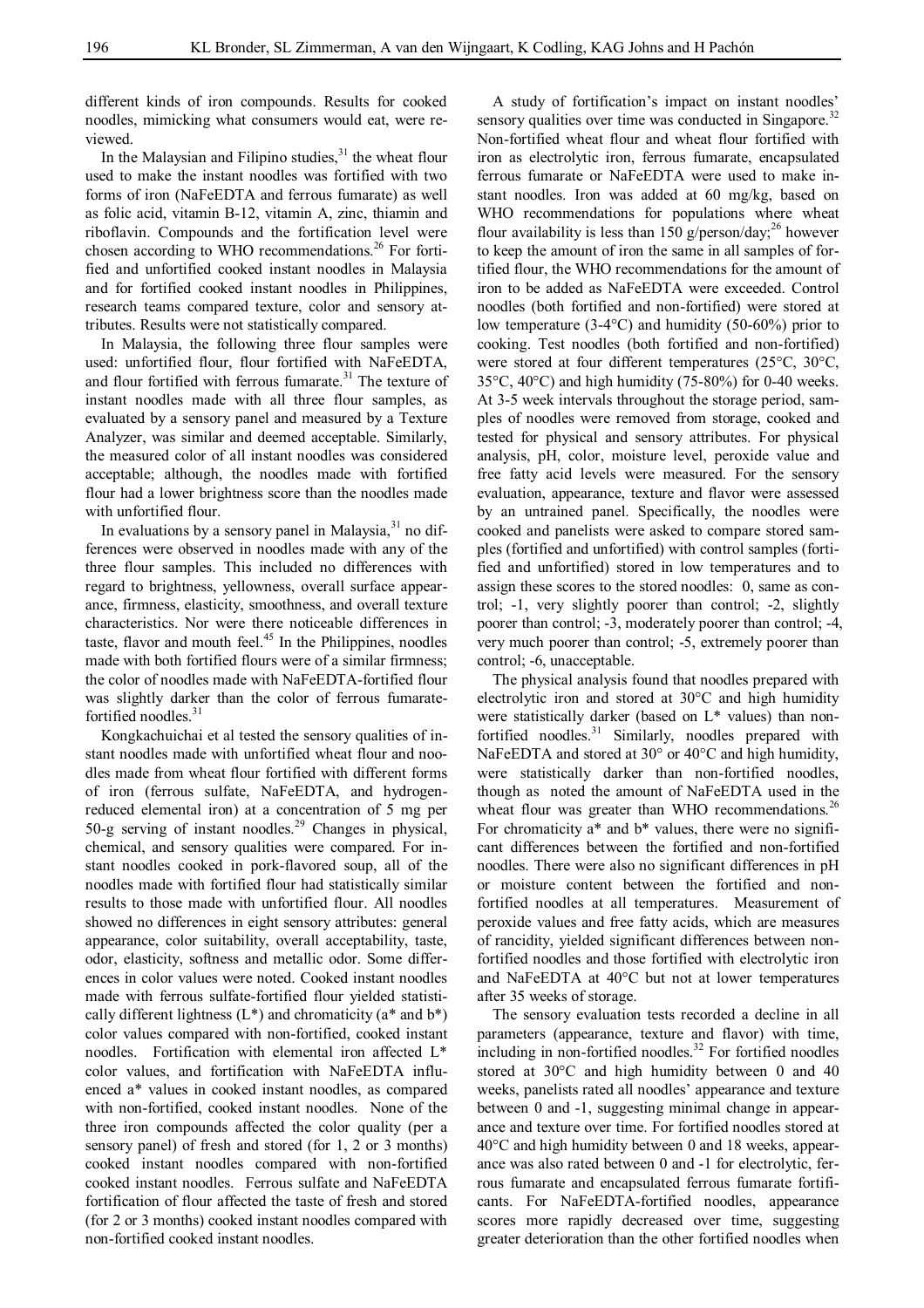different kinds of iron compounds. Results for cooked noodles, mimicking what consumers would eat, were reviewed.

In the Malaysian and Filipino studies,[31] the wheat flour used to make the instant noodles was fortified with two forms of iron (NaFeEDTA and ferrous fumarate) as well as folic acid, vitamin B-12, vitamin A, zinc, thiamin and riboflavin. Compounds and the fortification level were chosen according to WHO recommendations.[26] For fortified and unfortified cooked instant noodles in Malaysia and for fortified cooked instant noodles in Philippines, research teams compared texture, color and sensory attributes. Results were not statistically compared.

In Malaysia, the following three flour samples were used: unfortified flour, flour fortified with NaFeEDTA, and flour fortified with ferrous fumarate.[31] The texture of instant noodles made with all three flour samples, as evaluated by a sensory panel and measured by a Texture Analyzer, was similar and deemed acceptable. Similarly, the measured color of all instant noodles was considered acceptable; although, the noodles made with fortified flour had a lower brightness score than the noodles made with unfortified flour.

In evaluations by a sensory panel in Malaysia,[31] no differences were observed in noodles made with any of the three flour samples. This included no differences with regard to brightness, yellowness, overall surface appearance, firmness, elasticity, smoothness, and overall texture characteristics. Nor were there noticeable differences in taste, flavor and mouth feel.[45] In the Philippines, noodles made with both fortified flours were of a similar firmness; the color of noodles made with NaFeEDTA-fortified flour was slightly darker than the color of ferrous fumarate-fortified noodles.[31]

Kongkachuichai et al tested the sensory qualities of instant noodles made with unfortified wheat flour and noodles made from wheat flour fortified with different forms of iron (ferrous sulfate, NaFeEDTA, and hydrogen-reduced elemental iron) at a concentration of 5 mg per 50-g serving of instant noodles.[29] Changes in physical, chemical, and sensory qualities were compared. For instant noodles cooked in pork-flavored soup, all of the noodles made with fortified flour had statistically similar results to those made with unfortified flour. All noodles showed no differences in eight sensory attributes: general appearance, color suitability, overall acceptability, taste, odor, elasticity, softness and metallic odor. Some differences in color values were noted. Cooked instant noodles made with ferrous sulfate-fortified flour yielded statistically different lightness ($L^*$) and chromaticity ($a^*$ and $b^*$) color values compared with non-fortified, cooked instant noodles. Fortification with elemental iron affected $L^*$ color values, and fortification with NaFeEDTA influenced $a^*$ values in cooked instant noodles, as compared with non-fortified, cooked instant noodles. None of the three iron compounds affected the color quality (per a sensory panel) of fresh and stored (for 1, 2 or 3 months) cooked instant noodles compared with non-fortified cooked instant noodles. Ferrous sulfate and NaFeEDTA fortification of flour affected the taste of fresh and stored (for 2 or 3 months) cooked instant noodles compared with non-fortified cooked instant noodles.

A study of fortification's impact on instant noodles' sensory qualities over time was conducted in Singapore.[32] Non-fortified wheat flour and wheat flour fortified with iron as electrolytic iron, ferrous fumarate, encapsulated ferrous fumarate or NaFeEDTA were used to make instant noodles. Iron was added at 60 mg/kg, based on WHO recommendations for populations where wheat flour availability is less than 150 g/person/day;[26] however to keep the amount of iron the same in all samples of fortified flour, the WHO recommendations for the amount of iron to be added as NaFeEDTA were exceeded. Control noodles (both fortified and non-fortified) were stored at low temperature (3-4°C) and humidity (50-60%) prior to cooking. Test noodles (both fortified and non-fortified) were stored at four different temperatures (25°C, 30°C, 35°C, 40°C) and high humidity (75-80%) for 0-40 weeks. At 3-5 week intervals throughout the storage period, samples of noodles were removed from storage, cooked and tested for physical and sensory attributes. For physical analysis, pH, color, moisture level, peroxide value and free fatty acid levels were measured. For the sensory evaluation, appearance, texture and flavor were assessed by an untrained panel. Specifically, the noodles were cooked and panelists were asked to compare stored samples (fortified and unfortified) with control samples (fortified and unfortified) stored in low temperatures and to assign these scores to the stored noodles: 0, same as control; -1, very slightly poorer than control; -2, slightly poorer than control; -3, moderately poorer than control; -4, very much poorer than control; -5, extremely poorer than control; -6, unacceptable.

The physical analysis found that noodles prepared with electrolytic iron and stored at 30°C and high humidity were statistically darker (based on $L^*$ values) than non-fortified noodles.[31] Similarly, noodles prepared with NaFeEDTA and stored at 30° or 40°C and high humidity, were statistically darker than non-fortified noodles, though as noted the amount of NaFeEDTA used in the wheat flour was greater than WHO recommendations.[26] For chromaticity $a^*$ and $b^*$ values, there were no significant differences between the fortified and non-fortified noodles. There were also no significant differences in pH or moisture content between the fortified and non-fortified noodles at all temperatures. Measurement of peroxide values and free fatty acids, which are measures of rancidity, yielded significant differences between non-fortified noodles and those fortified with electrolytic iron and NaFeEDTA at 40°C but not at lower temperatures after 35 weeks of storage.

The sensory evaluation tests recorded a decline in all parameters (appearance, texture and flavor) with time, including in non-fortified noodles.[32] For fortified noodles stored at 30°C and high humidity between 0 and 40 weeks, panelists rated all noodles' appearance and texture between 0 and -1, suggesting minimal change in appearance and texture over time. For fortified noodles stored at 40°C and high humidity between 0 and 18 weeks, appearance was also rated between 0 and -1 for electrolytic, ferrous fumarate and encapsulated ferrous fumarate fortificants. For NaFeEDTA-fortified noodles, appearance scores more rapidly decreased over time, suggesting greater deterioration than the other fortified noodles when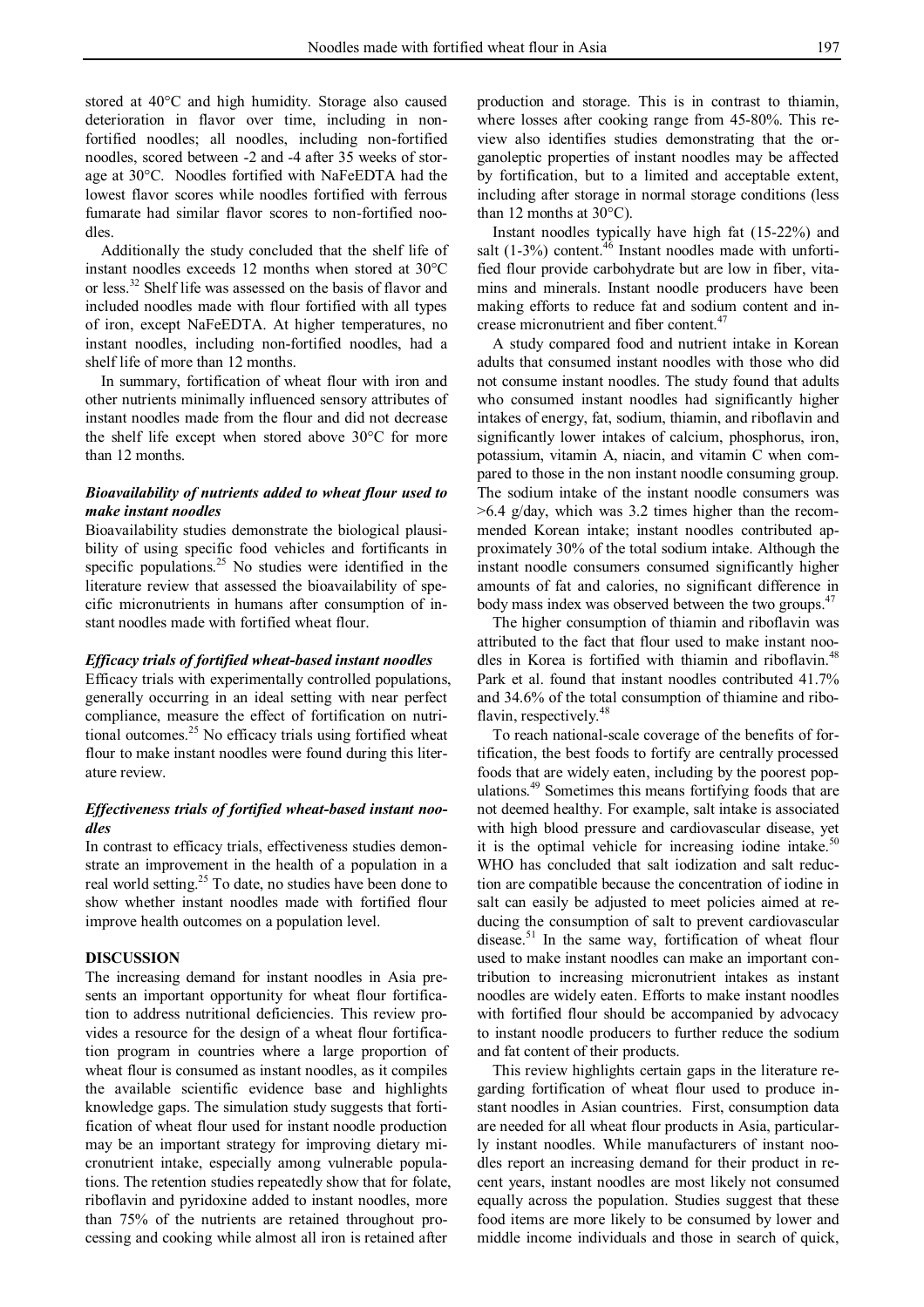stored at 40°C and high humidity. Storage also caused deterioration in flavor over time, including in non-fortified noodles; all noodles, including non-fortified noodles, scored between -2 and -4 after 35 weeks of storage at 30°C. Noodles fortified with NaFeEDTA had the lowest flavor scores while noodles fortified with ferrous fumarate had similar flavor scores to non-fortified noodles.

Additionally the study concluded that the shelf life of instant noodles exceeds 12 months when stored at 30°C or less.[32] Shelf life was assessed on the basis of flavor and included noodles made with flour fortified with all types of iron, except NaFeEDTA. At higher temperatures, no instant noodles, including non-fortified noodles, had a shelf life of more than 12 months.

In summary, fortification of wheat flour with iron and other nutrients minimally influenced sensory attributes of instant noodles made from the flour and did not decrease the shelf life except when stored above 30°C for more than 12 months.

### *Bioavailability of nutrients added to wheat flour used to make instant noodles*

Bioavailability studies demonstrate the biological plausibility of using specific food vehicles and fortificants in specific populations.[25] No studies were identified in the literature review that assessed the bioavailability of specific micronutrients in humans after consumption of instant noodles made with fortified wheat flour.

### *Efficacy trials of fortified wheat-based instant noodles*

Efficacy trials with experimentally controlled populations, generally occurring in an ideal setting with near perfect compliance, measure the effect of fortification on nutritional outcomes.[25] No efficacy trials using fortified wheat flour to make instant noodles were found during this literature review.

### *Effectiveness trials of fortified wheat-based instant noodles*

In contrast to efficacy trials, effectiveness studies demonstrate an improvement in the health of a population in a real world setting.[25] To date, no studies have been done to show whether instant noodles made with fortified flour improve health outcomes on a population level.

## DISCUSSION

The increasing demand for instant noodles in Asia presents an important opportunity for wheat flour fortification to address nutritional deficiencies. This review provides a resource for the design of a wheat flour fortification program in countries where a large proportion of wheat flour is consumed as instant noodles, as it compiles the available scientific evidence base and highlights knowledge gaps. The simulation study suggests that fortification of wheat flour used for instant noodle production may be an important strategy for improving dietary micronutrient intake, especially among vulnerable populations. The retention studies repeatedly show that for folate, riboflavin and pyridoxine added to instant noodles, more than 75% of the nutrients are retained throughout processing and cooking while almost all iron is retained after production and storage. This is in contrast to thiamin, where losses after cooking range from 45-80%. This review also identifies studies demonstrating that the organoleptic properties of instant noodles may be affected by fortification, but to a limited and acceptable extent, including after storage in normal storage conditions (less than 12 months at 30°C).

Instant noodles typically have high fat (15-22%) and salt (1-3%) content.[46] Instant noodles made with unfortified flour provide carbohydrate but are low in fiber, vitamins and minerals. Instant noodle producers have been making efforts to reduce fat and sodium content and increase micronutrient and fiber content.[47]

A study compared food and nutrient intake in Korean adults that consumed instant noodles with those who did not consume instant noodles. The study found that adults who consumed instant noodles had significantly higher intakes of energy, fat, sodium, thiamin, and riboflavin and significantly lower intakes of calcium, phosphorus, iron, potassium, vitamin A, niacin, and vitamin C when compared to those in the non instant noodle consuming group. The sodium intake of the instant noodle consumers was >6.4 g/day, which was 3.2 times higher than the recommended Korean intake; instant noodles contributed approximately 30% of the total sodium intake. Although the instant noodle consumers consumed significantly higher amounts of fat and calories, no significant difference in body mass index was observed between the two groups.[47]

The higher consumption of thiamin and riboflavin was attributed to the fact that flour used to make instant noodles in Korea is fortified with thiamin and riboflavin.[48] Park et al. found that instant noodles contributed 41.7% and 34.6% of the total consumption of thiamine and riboflavin, respectively.[48]

To reach national-scale coverage of the benefits of fortification, the best foods to fortify are centrally processed foods that are widely eaten, including by the poorest populations.[49] Sometimes this means fortifying foods that are not deemed healthy. For example, salt intake is associated with high blood pressure and cardiovascular disease, yet it is the optimal vehicle for increasing iodine intake.[50] WHO has concluded that salt iodization and salt reduction are compatible because the concentration of iodine in salt can easily be adjusted to meet policies aimed at reducing the consumption of salt to prevent cardiovascular disease.[51] In the same way, fortification of wheat flour used to make instant noodles can make an important contribution to increasing micronutrient intakes as instant noodles are widely eaten. Efforts to make instant noodles with fortified flour should be accompanied by advocacy to instant noodle producers to further reduce the sodium and fat content of their products.

This review highlights certain gaps in the literature regarding fortification of wheat flour used to produce instant noodles in Asian countries. First, consumption data are needed for all wheat flour products in Asia, particularly instant noodles. While manufacturers of instant noodles report an increasing demand for their product in recent years, instant noodles are most likely not consumed equally across the population. Studies suggest that these food items are more likely to be consumed by lower and middle income individuals and those in search of quick,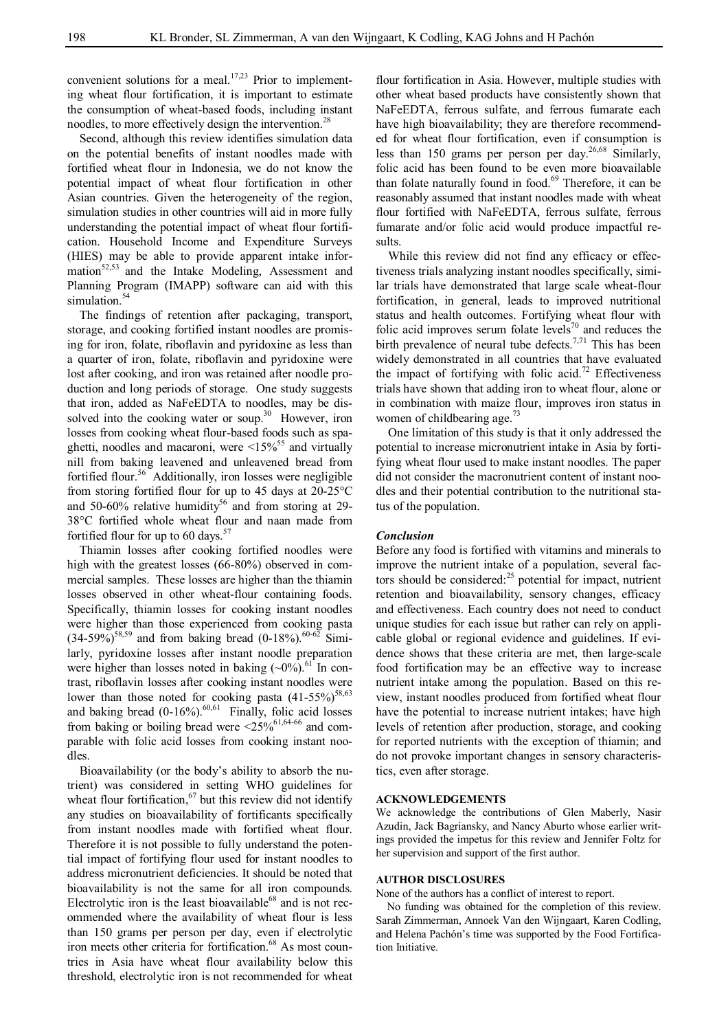convenient solutions for a meal.[17,23] Prior to implementing wheat flour fortification, it is important to estimate the consumption of wheat-based foods, including instant noodles, to more effectively design the intervention.[28]

Second, although this review identifies simulation data on the potential benefits of instant noodles made with fortified wheat flour in Indonesia, we do not know the potential impact of wheat flour fortification in other Asian countries. Given the heterogeneity of the region, simulation studies in other countries will aid in more fully understanding the potential impact of wheat flour fortification. Household Income and Expenditure Surveys (HIES) may be able to provide apparent intake information[52,53] and the Intake Modeling, Assessment and Planning Program (IMAPP) software can aid with this simulation.[54]

The findings of retention after packaging, transport, storage, and cooking fortified instant noodles are promising for iron, folate, riboflavin and pyridoxine as less than a quarter of iron, folate, riboflavin and pyridoxine were lost after cooking, and iron was retained after noodle production and long periods of storage. One study suggests that iron, added as NaFeEDTA to noodles, may be dissolved into the cooking water or soup.[30] However, iron losses from cooking wheat flour-based foods such as spaghetti, noodles and macaroni, were <15%[55] and virtually nill from baking leavened and unleavened bread from fortified flour.[56] Additionally, iron losses were negligible from storing fortified flour for up to 45 days at 20-25°C and 50-60% relative humidity[56] and from storing at 29-38°C fortified whole wheat flour and naan made from fortified flour for up to 60 days.[57]

Thiamin losses after cooking fortified noodles were high with the greatest losses (66-80%) observed in commercial samples. These losses are higher than the thiamin losses observed in other wheat-flour containing foods. Specifically, thiamin losses for cooking instant noodles were higher than those experienced from cooking pasta (34-59%)[58,59] and from baking bread (0-18%).[60-62] Similarly, pyridoxine losses after instant noodle preparation were higher than losses noted in baking (~0%).[61] In contrast, riboflavin losses after cooking instant noodles were lower than those noted for cooking pasta (41-55%)[58,63] and baking bread (0-16%).[60,61] Finally, folic acid losses from baking or boiling bread were <25%[61,64-66] and comparable with folic acid losses from cooking instant noodles.

Bioavailability (or the body's ability to absorb the nutrient) was considered in setting WHO guidelines for wheat flour fortification,[67] but this review did not identify any studies on bioavailability of fortificants specifically from instant noodles made with fortified wheat flour. Therefore it is not possible to fully understand the potential impact of fortifying flour used for instant noodles to address micronutrient deficiencies. It should be noted that bioavailability is not the same for all iron compounds. Electrolytic iron is the least bioavailable[68] and is not recommended where the availability of wheat flour is less than 150 grams per person per day, even if electrolytic iron meets other criteria for fortification.[68] As most countries in Asia have wheat flour availability below this threshold, electrolytic iron is not recommended for wheat flour fortification in Asia. However, multiple studies with other wheat based products have consistently shown that NaFeEDTA, ferrous sulfate, and ferrous fumarate each have high bioavailability; they are therefore recommended for wheat flour fortification, even if consumption is less than 150 grams per person per day.[26,68] Similarly, folic acid has been found to be even more bioavailable than folate naturally found in food.[69] Therefore, it can be reasonably assumed that instant noodles made with wheat flour fortified with NaFeEDTA, ferrous sulfate, ferrous fumarate and/or folic acid would produce impactful results.

While this review did not find any efficacy or effectiveness trials analyzing instant noodles specifically, similar trials have demonstrated that large scale wheat-flour fortification, in general, leads to improved nutritional status and health outcomes. Fortifying wheat flour with folic acid improves serum folate levels[70] and reduces the birth prevalence of neural tube defects.[7,71] This has been widely demonstrated in all countries that have evaluated the impact of fortifying with folic acid.[72] Effectiveness trials have shown that adding iron to wheat flour, alone or in combination with maize flour, improves iron status in women of childbearing age.[73]

One limitation of this study is that it only addressed the potential to increase micronutrient intake in Asia by fortifying wheat flour used to make instant noodles. The paper did not consider the macronutrient content of instant noodles and their potential contribution to the nutritional status of the population.

### *Conclusion*

Before any food is fortified with vitamins and minerals to improve the nutrient intake of a population, several factors should be considered:[25] potential for impact, nutrient retention and bioavailability, sensory changes, efficacy and effectiveness. Each country does not need to conduct unique studies for each issue but rather can rely on applicable global or regional evidence and guidelines. If evidence shows that these criteria are met, then large-scale food fortification may be an effective way to increase nutrient intake among the population. Based on this review, instant noodles produced from fortified wheat flour have the potential to increase nutrient intakes; have high levels of retention after production, storage, and cooking for reported nutrients with the exception of thiamin; and do not provoke important changes in sensory characteristics, even after storage.

## ACKNOWLEDGEMENTS

We acknowledge the contributions of Glen Maberly, Nasir Azudin, Jack Bagriansky, and Nancy Aburto whose earlier writings provided the impetus for this review and Jennifer Foltz for her supervision and support of the first author.

## AUTHOR DISCLOSURES

None of the authors has a conflict of interest to report.

No funding was obtained for the completion of this review. Sarah Zimmerman, Annoek Van den Wijngaart, Karen Codling, and Helena Pachón's time was supported by the Food Fortification Initiative.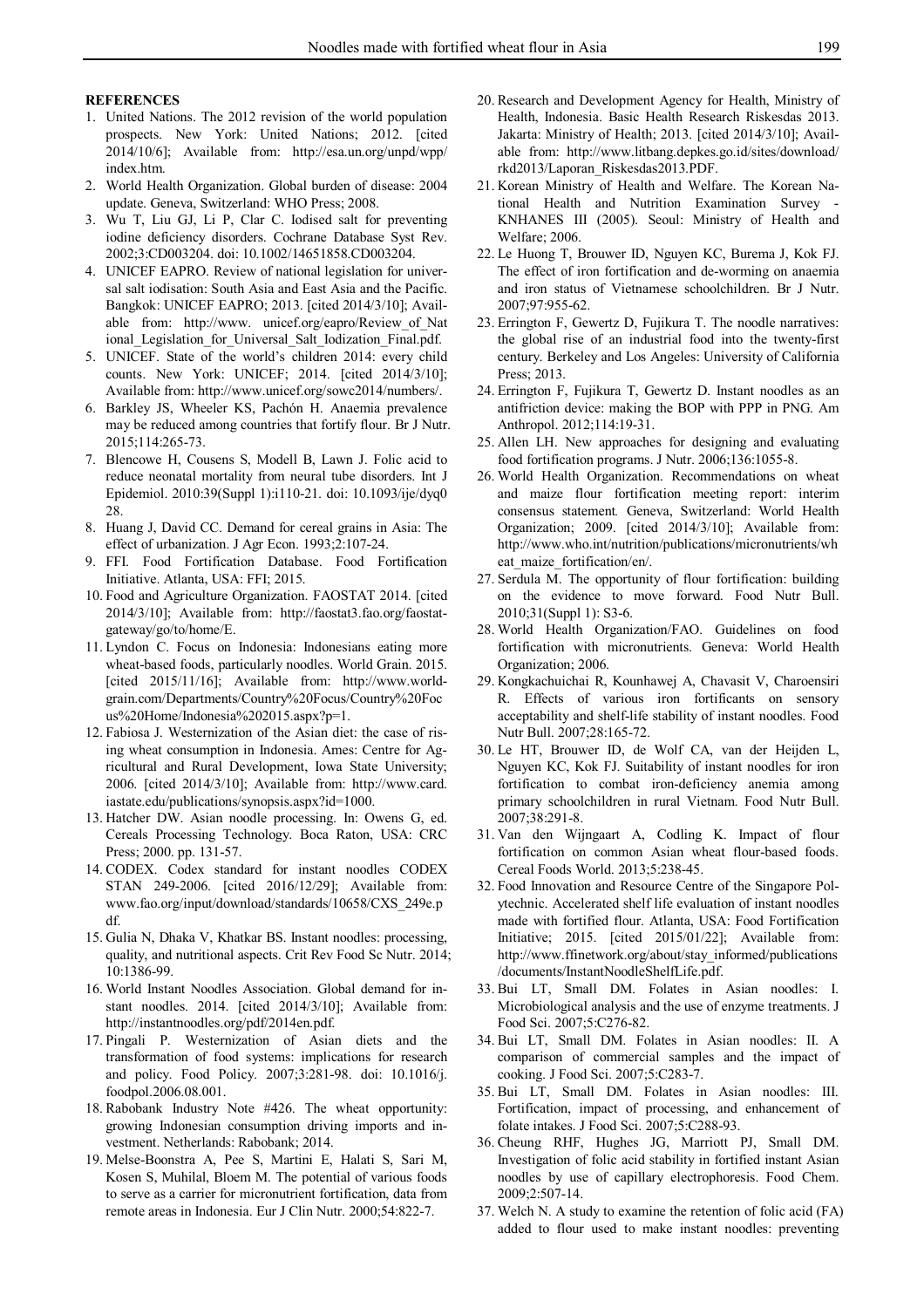## REFERENCES

1. United Nations. The 2012 revision of the world population prospects. New York: United Nations; 2012. [cited 2014/10/6]; Available from: http://esa.un.org/unpd/wpp/index.htm.
2. World Health Organization. Global burden of disease: 2004 update. Geneva, Switzerland: WHO Press; 2008.
3. Wu T, Liu GJ, Li P, Clar C. Iodised salt for preventing iodine deficiency disorders. Cochrane Database Syst Rev. 2002;3:CD003204. doi: 10.1002/14651858.CD003204.
4. UNICEF EAPRO. Review of national legislation for universal salt iodisation: South Asia and East Asia and the Pacific. Bangkok: UNICEF EAPRO; 2013. [cited 2014/3/10]; Available from: http://www. unicef.org/eapro/Review_of_National_Legislation_for_Universal_Salt_Iodization_Final.pdf.
5. UNICEF. State of the world's children 2014: every child counts. New York: UNICEF; 2014. [cited 2014/3/10]; Available from: http://www.unicef.org/sowc2014/numbers/.
6. Barkley JS, Wheeler KS, Pachón H. Anaemia prevalence may be reduced among countries that fortify flour. Br J Nutr. 2015;114:265-73.
7. Blencowe H, Cousens S, Modell B, Lawn J. Folic acid to reduce neonatal mortality from neural tube disorders. Int J Epidemiol. 2010:39(Suppl 1):i110-21. doi: 10.1093/ije/dyq028.
8. Huang J, David CC. Demand for cereal grains in Asia: The effect of urbanization. J Agr Econ. 1993;2:107-24.
9. FFI. Food Fortification Database. Food Fortification Initiative. Atlanta, USA: FFI; 2015.
10. Food and Agriculture Organization. FAOSTAT 2014. [cited 2014/3/10]; Available from: http://faostat3.fao.org/faostat-gateway/go/to/home/E.
11. Lyndon C. Focus on Indonesia: Indonesians eating more wheat-based foods, particularly noodles. World Grain. 2015. [cited 2015/11/16]; Available from: http://www.world-grain.com/Departments/Country%20Focus/Country%20Focus%20Home/Indonesia%202015.aspx?p=1.
12. Fabiosa J. Westernization of the Asian diet: the case of rising wheat consumption in Indonesia. Ames: Centre for Agricultural and Rural Development, Iowa State University; 2006. [cited 2014/3/10]; Available from: http://www.card.iastate.edu/publications/synopsis.aspx?id=1000.
13. Hatcher DW. Asian noodle processing. In: Owens G, ed. Cereals Processing Technology. Boca Raton, USA: CRC Press; 2000. pp. 131-57.
14. CODEX. Codex standard for instant noodles CODEX STAN 249-2006. [cited 2016/12/29]; Available from: www.fao.org/input/download/standards/10658/CXS_249e.pdf.
15. Gulia N, Dhaka V, Khatkar BS. Instant noodles: processing, quality, and nutritional aspects. Crit Rev Food Sc Nutr. 2014;10:1386-99.
16. World Instant Noodles Association. Global demand for instant noodles. 2014. [cited 2014/3/10]; Available from: http://instantnoodles.org/pdf/2014en.pdf.
17. Pingali P. Westernization of Asian diets and the transformation of food systems: implications for research and policy. Food Policy. 2007;3:281-98. doi: 10.1016/j.foodpol.2006.08.001.
18. Rabobank Industry Note #426. The wheat opportunity: growing Indonesian consumption driving imports and investment. Netherlands: Rabobank; 2014.
19. Melse-Boonstra A, Pee S, Martini E, Halati S, Sari M, Kosen S, Muhilal, Bloem M. The potential of various foods to serve as a carrier for micronutrient fortification, data from remote areas in Indonesia. Eur J Clin Nutr. 2000;54:822-7.
20. Research and Development Agency for Health, Ministry of Health, Indonesia. Basic Health Research Riskesdas 2013. Jakarta: Ministry of Health; 2013. [cited 2014/3/10]; Available from: http://www.litbang.depkes.go.id/sites/download/rkd2013/Laporan_Riskesdas2013.PDF.
21. Korean Ministry of Health and Welfare. The Korean National Health and Nutrition Examination Survey - KNHANES III (2005). Seoul: Ministry of Health and Welfare; 2006.
22. Le Huong T, Brouwer ID, Nguyen KC, Burema J, Kok FJ. The effect of iron fortification and de-worming on anaemia and iron status of Vietnamese schoolchildren. Br J Nutr. 2007;97:955-62.
23. Errington F, Gewertz D, Fujikura T. The noodle narratives: the global rise of an industrial food into the twenty-first century. Berkeley and Los Angeles: University of California Press; 2013.
24. Errington F, Fujikura T, Gewertz D. Instant noodles as an antifriction device: making the BOP with PPP in PNG. Am Anthropol. 2012;114:19-31.
25. Allen LH. New approaches for designing and evaluating food fortification programs. J Nutr. 2006;136:1055-8.
26. World Health Organization. Recommendations on wheat and maize flour fortification meeting report: interim consensus statement. Geneva, Switzerland: World Health Organization; 2009. [cited 2014/3/10]; Available from: http://www.who.int/nutrition/publications/micronutrients/wheat_maize_fortification/en/.
27. Serdula M. The opportunity of flour fortification: building on the evidence to move forward. Food Nutr Bull. 2010;31(Suppl 1): S3-6.
28. World Health Organization/FAO. Guidelines on food fortification with micronutrients. Geneva: World Health Organization; 2006.
29. Kongkachuichai R, Kounhawej A, Chavasit V, Charoensiri R. Effects of various iron fortificants on sensory acceptability and shelf-life stability of instant noodles. Food Nutr Bull. 2007;28:165-72.
30. Le HT, Brouwer ID, de Wolf CA, van der Heijden L, Nguyen KC, Kok FJ. Suitability of instant noodles for iron fortification to combat iron-deficiency anemia among primary schoolchildren in rural Vietnam. Food Nutr Bull. 2007;38:291-8.
31. Van den Wijngaart A, Codling K. Impact of flour fortification on common Asian wheat flour-based foods. Cereal Foods World. 2013;5:238-45.
32. Food Innovation and Resource Centre of the Singapore Polytechnic. Accelerated shelf life evaluation of instant noodles made with fortified flour. Atlanta, USA: Food Fortification Initiative; 2015. [cited 2015/01/22]; Available from: http://www.ffinetwork.org/about/stay_informed/publications/documents/InstantNoodleShelfLife.pdf.
33. Bui LT, Small DM. Folates in Asian noodles: I. Microbiological analysis and the use of enzyme treatments. J Food Sci. 2007;5:C276-82.
34. Bui LT, Small DM. Folates in Asian noodles: II. A comparison of commercial samples and the impact of cooking. J Food Sci. 2007;5:C283-7.
35. Bui LT, Small DM. Folates in Asian noodles: III. Fortification, impact of processing, and enhancement of folate intakes. J Food Sci. 2007;5:C288-93.
36. Cheung RHF, Hughes JG, Marriott PJ, Small DM. Investigation of folic acid stability in fortified instant Asian noodles by use of capillary electrophoresis. Food Chem. 2009;2:507-14.
37. Welch N. A study to examine the retention of folic acid (FA) added to flour used to make instant noodles: preventing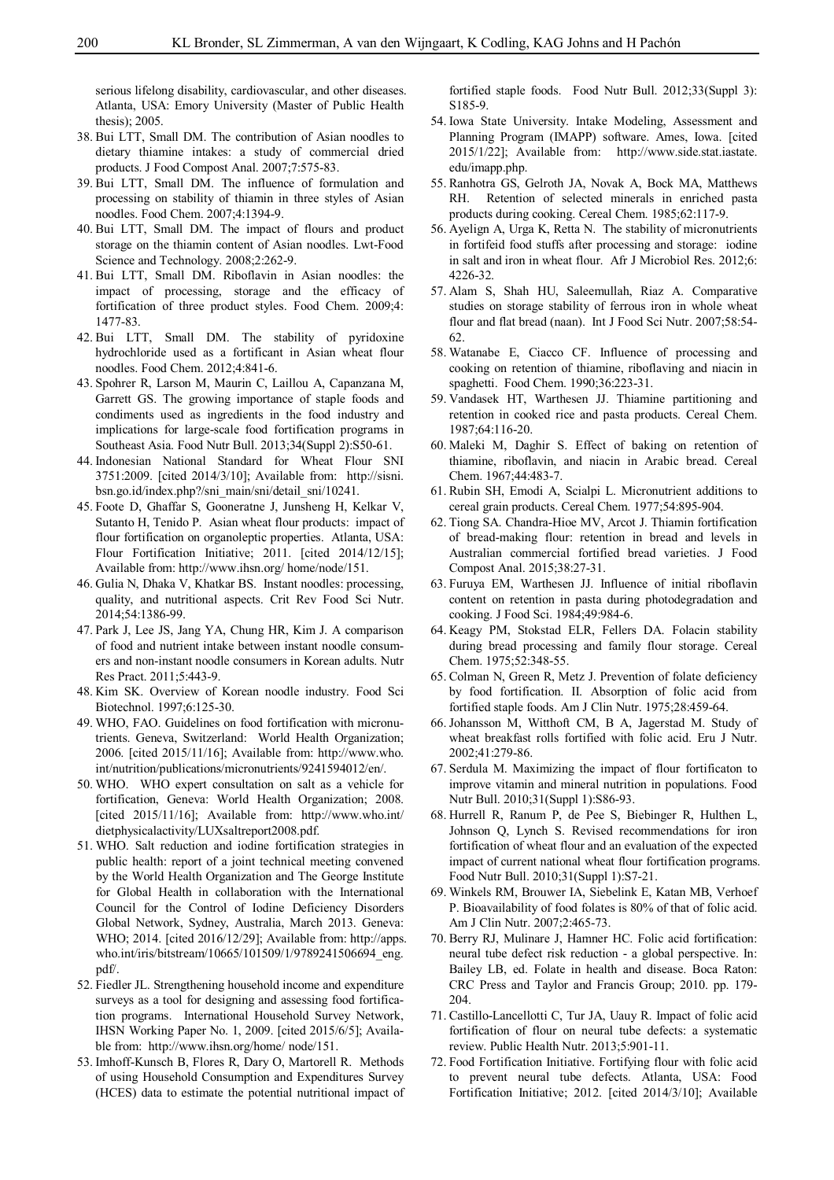serious lifelong disability, cardiovascular, and other diseases. Atlanta, USA: Emory University (Master of Public Health thesis); 2005.

38. Bui LTT, Small DM. The contribution of Asian noodles to dietary thiamine intakes: a study of commercial dried products. J Food Compost Anal. 2007;7:575-83.
39. Bui LTT, Small DM. The influence of formulation and processing on stability of thiamin in three styles of Asian noodles. Food Chem. 2007;4:1394-9.
40. Bui LTT, Small DM. The impact of flours and product storage on the thiamin content of Asian noodles. Lwt-Food Science and Technology. 2008;2:262-9.
41. Bui LTT, Small DM. Riboflavin in Asian noodles: the impact of processing, storage and the efficacy of fortification of three product styles. Food Chem. 2009;4: 1477-83.
42. Bui LTT, Small DM. The stability of pyridoxine hydrochloride used as a fortificant in Asian wheat flour noodles. Food Chem. 2012;4:841-6.
43. Spohrer R, Larson M, Maurin C, Laillou A, Capanzana M, Garrett GS. The growing importance of staple foods and condiments used as ingredients in the food industry and implications for large-scale food fortification programs in Southeast Asia. Food Nutr Bull. 2013;34(Suppl 2):S50-61.
44. Indonesian National Standard for Wheat Flour SNI 3751:2009. [cited 2014/3/10]; Available from: http://sisni.bsn.go.id/index.php?/sni_main/sni/detail_sni/10241.
45. Foote D, Ghaffar S, Gooneratne J, Junsheng H, Kelkar V, Sutanto H, Tenido P. Asian wheat flour products: impact of flour fortification on organoleptic properties. Atlanta, USA: Flour Fortification Initiative; 2011. [cited 2014/12/15]; Available from: http://www.ihsn.org/ home/node/151.
46. Gulia N, Dhaka V, Khatkar BS. Instant noodles: processing, quality, and nutritional aspects. Crit Rev Food Sci Nutr. 2014;54:1386-99.
47. Park J, Lee JS, Jang YA, Chung HR, Kim J. A comparison of food and nutrient intake between instant noodle consumers and non-instant noodle consumers in Korean adults. Nutr Res Pract. 2011;5:443-9.
48. Kim SK. Overview of Korean noodle industry. Food Sci Biotechnol. 1997;6:125-30.
49. WHO, FAO. Guidelines on food fortification with micronutrients. Geneva, Switzerland: World Health Organization; 2006. [cited 2015/11/16]; Available from: http://www.who.int/nutrition/publications/micronutrients/9241594012/en/.
50. WHO. WHO expert consultation on salt as a vehicle for fortification, Geneva: World Health Organization; 2008. [cited 2015/11/16]; Available from: http://www.who.int/dietphysicalactivity/LUXsaltreport2008.pdf.
51. WHO. Salt reduction and iodine fortification strategies in public health: report of a joint technical meeting convened by the World Health Organization and The George Institute for Global Health in collaboration with the International Council for the Control of Iodine Deficiency Disorders Global Network, Sydney, Australia, March 2013. Geneva: WHO; 2014. [cited 2016/12/29]; Available from: http://apps.who.int/iris/bitstream/10665/101509/1/9789241506694_eng.pdf/.
52. Fiedler JL. Strengthening household income and expenditure surveys as a tool for designing and assessing food fortification programs. International Household Survey Network, IHSN Working Paper No. 1, 2009. [cited 2015/6/5]; Available from: http://www.ihsn.org/home/ node/151.
53. Imhoff-Kunsch B, Flores R, Dary O, Martorell R. Methods of using Household Consumption and Expenditures Survey (HCES) data to estimate the potential nutritional impact of fortified staple foods. Food Nutr Bull. 2012;33(Suppl 3): S185-9.
54. Iowa State University. Intake Modeling, Assessment and Planning Program (IMAPP) software. Ames, Iowa. [cited 2015/1/22]; Available from: http://www.side.stat.iastate.edu/imapp.php.
55. Ranhotra GS, Gelroth JA, Novak A, Bock MA, Matthews RH. Retention of selected minerals in enriched pasta products during cooking. Cereal Chem. 1985;62:117-9.
56. Ayelign A, Urga K, Retta N. The stability of micronutrients in fortifeid food stuffs after processing and storage: iodine in salt and iron in wheat flour. Afr J Microbiol Res. 2012;6: 4226-32.
57. Alam S, Shah HU, Saleemullah, Riaz A. Comparative studies on storage stability of ferrous iron in whole wheat flour and flat bread (naan). Int J Food Sci Nutr. 2007;58:54-62.
58. Watanabe E, Ciacco CF. Influence of processing and cooking on retention of thiamine, riboflaving and niacin in spaghetti. Food Chem. 1990;36:223-31.
59. Vandasek HT, Warthesen JJ. Thiamine partitioning and retention in cooked rice and pasta products. Cereal Chem. 1987;64:116-20.
60. Maleki M, Daghir S. Effect of baking on retention of thiamine, riboflavin, and niacin in Arabic bread. Cereal Chem. 1967;44:483-7.
61. Rubin SH, Emodi A, Scialpi L. Micronutrient additions to cereal grain products. Cereal Chem. 1977;54:895-904.
62. Tiong SA. Chandra-Hioe MV, Arcot J. Thiamin fortification of bread-making flour: retention in bread and levels in Australian commercial fortified bread varieties. J Food Compost Anal. 2015;38:27-31.
63. Furuya EM, Warthesen JJ. Influence of initial riboflavin content on retention in pasta during photodegradation and cooking. J Food Sci. 1984;49:984-6.
64. Keagy PM, Stokstad ELR, Fellers DA. Folacin stability during bread processing and family flour storage. Cereal Chem. 1975;52:348-55.
65. Colman N, Green R, Metz J. Prevention of folate deficiency by food fortification. II. Absorption of folic acid from fortified staple foods. Am J Clin Nutr. 1975;28:459-64.
66. Johansson M, Witthoft CM, B A, Jagerstad M. Study of wheat breakfast rolls fortified with folic acid. Eru J Nutr. 2002;41:279-86.
67. Serdula M. Maximizing the impact of flour fortificaton to improve vitamin and mineral nutrition in populations. Food Nutr Bull. 2010;31(Suppl 1):S86-93.
68. Hurrell R, Ranum P, de Pee S, Biebinger R, Hulthen L, Johnson Q, Lynch S. Revised recommendations for iron fortification of wheat flour and an evaluation of the expected impact of current national wheat flour fortification programs. Food Nutr Bull. 2010;31(Suppl 1):S7-21.
69. Winkels RM, Brouwer IA, Siebelink E, Katan MB, Verhoef P. Bioavailability of food folates is 80% of that of folic acid. Am J Clin Nutr. 2007;2:465-73.
70. Berry RJ, Mulinare J, Hamner HC. Folic acid fortification: neural tube defect risk reduction - a global perspective. In: Bailey LB, ed. Folate in health and disease. Boca Raton: CRC Press and Taylor and Francis Group; 2010. pp. 179-204.
71. Castillo-Lancellotti C, Tur JA, Uauy R. Impact of folic acid fortification of flour on neural tube defects: a systematic review. Public Health Nutr. 2013;5:901-11.
72. Food Fortification Initiative. Fortifying flour with folic acid to prevent neural tube defects. Atlanta, USA: Food Fortification Initiative; 2012. [cited 2014/3/10]; Available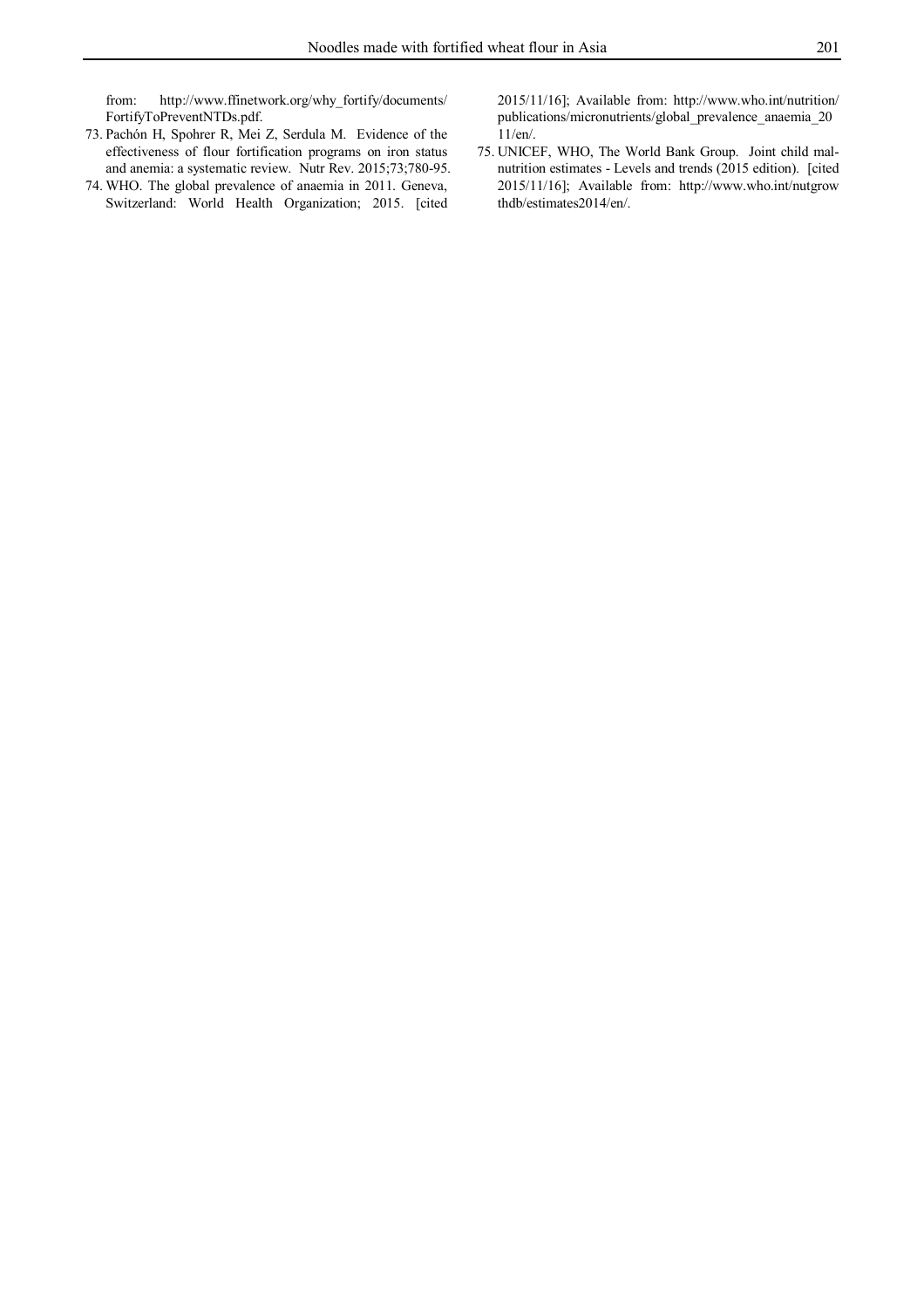from: http://www.ffinetwork.org/why_fortify/documents/FortifyToPreventNTDs.pdf.

73. Pachón H, Spohrer R, Mei Z, Serdula M. Evidence of the effectiveness of flour fortification programs on iron status and anemia: a systematic review. Nutr Rev. 2015;73;780-95.
74. WHO. The global prevalence of anaemia in 2011. Geneva, Switzerland: World Health Organization; 2015. [cited 2015/11/16]; Available from: http://www.who.int/nutrition/publications/micronutrients/global_prevalence_anaemia_2011/en/.
75. UNICEF, WHO, The World Bank Group. Joint child malnutrition estimates - Levels and trends (2015 edition). [cited 2015/11/16]; Available from: http://www.who.int/nutgrowthdb/estimates2014/en/.